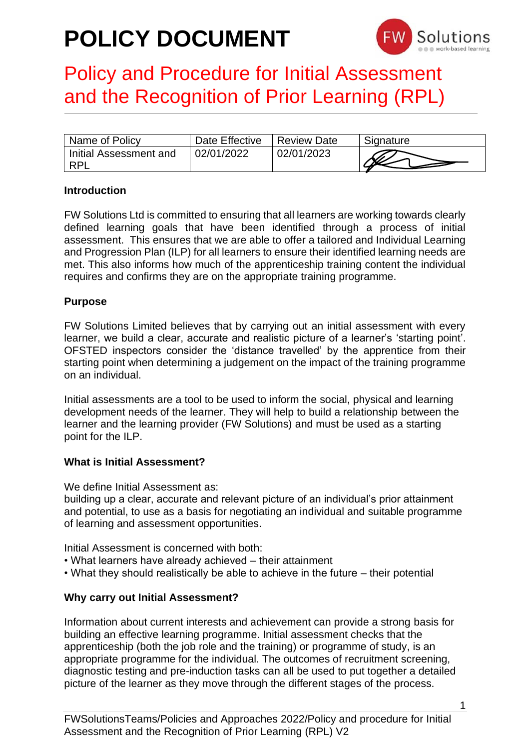# POLICY DOCUMENT

## Policy and Procedure for Initial Assessment and the Recognition of Prior Learning (RPL)

| Name of Policy | Date Effective | Review Date | Signature |
|---|---|---|---|
| Initial Assessment and RPL | 02/01/2022 | 02/01/2023 | |

**Introduction**

FW Solutions Ltd is committed to ensuring that all learners are working towards clearly defined learning goals that have been identified through a process of initial assessment. This ensures that we are able to offer a tailored and Individual Learning and Progression Plan (ILP) for all learners to ensure their identified learning needs are met. This also informs how much of the apprenticeship training content the individual requires and confirms they are on the appropriate training programme.

**Purpose**

FW Solutions Limited believes that by carrying out an initial assessment with every learner, we build a clear, accurate and realistic picture of a learner's 'starting point'. OFSTED inspectors consider the 'distance travelled' by the apprentice from their starting point when determining a judgement on the impact of the training programme on an individual.

Initial assessments are a tool to be used to inform the social, physical and learning development needs of the learner. They will help to build a relationship between the learner and the learning provider (FW Solutions) and must be used as a starting point for the ILP.

**What is Initial Assessment?**

We define Initial Assessment as:
building up a clear, accurate and relevant picture of an individual's prior attainment and potential, to use as a basis for negotiating an individual and suitable programme of learning and assessment opportunities.

Initial Assessment is concerned with both:
- What learners have already achieved – their attainment
- What they should realistically be able to achieve in the future – their potential

**Why carry out Initial Assessment?**

Information about current interests and achievement can provide a strong basis for building an effective learning programme. Initial assessment checks that the apprenticeship (both the job role and the training) or programme of study, is an appropriate programme for the individual. The outcomes of recruitment screening, diagnostic testing and pre-induction tasks can all be used to put together a detailed picture of the learner as they move through the different stages of the process.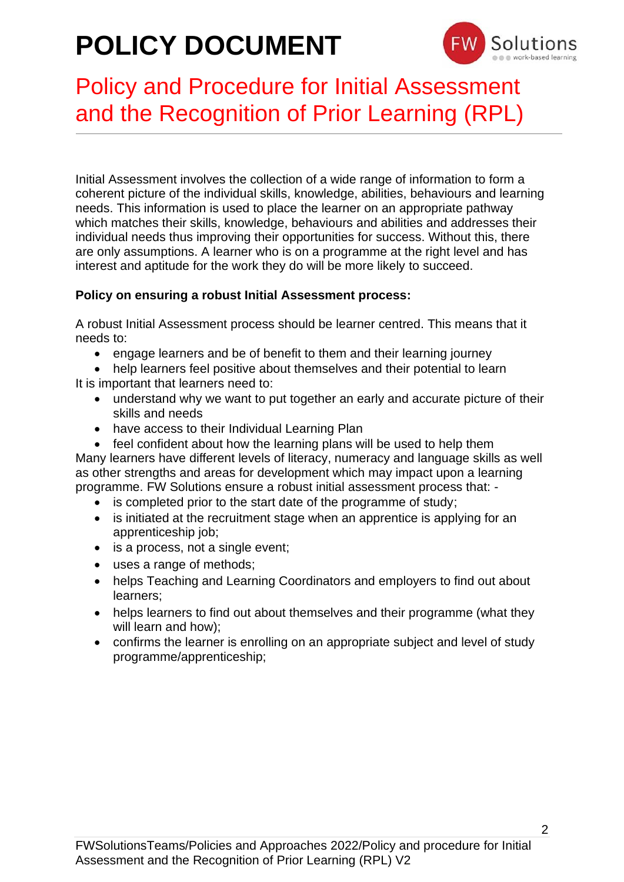# POLICY DOCUMENT

## Policy and Procedure for Initial Assessment and the Recognition of Prior Learning (RPL)

Initial Assessment involves the collection of a wide range of information to form a coherent picture of the individual skills, knowledge, abilities, behaviours and learning needs. This information is used to place the learner on an appropriate pathway which matches their skills, knowledge, behaviours and abilities and addresses their individual needs thus improving their opportunities for success. Without this, there are only assumptions. A learner who is on a programme at the right level and has interest and aptitude for the work they do will be more likely to succeed.

**Policy on ensuring a robust Initial Assessment process:**

A robust Initial Assessment process should be learner centred. This means that it needs to:

- engage learners and be of benefit to them and their learning journey
- help learners feel positive about themselves and their potential to learn

It is important that learners need to:

- understand why we want to put together an early and accurate picture of their skills and needs
- have access to their Individual Learning Plan
- feel confident about how the learning plans will be used to help them

Many learners have different levels of literacy, numeracy and language skills as well as other strengths and areas for development which may impact upon a learning programme. FW Solutions ensure a robust initial assessment process that: -

- is completed prior to the start date of the programme of study;
- is initiated at the recruitment stage when an apprentice is applying for an apprenticeship job;
- is a process, not a single event;
- uses a range of methods;
- helps Teaching and Learning Coordinators and employers to find out about learners;
- helps learners to find out about themselves and their programme (what they will learn and how);
- confirms the learner is enrolling on an appropriate subject and level of study programme/apprenticeship;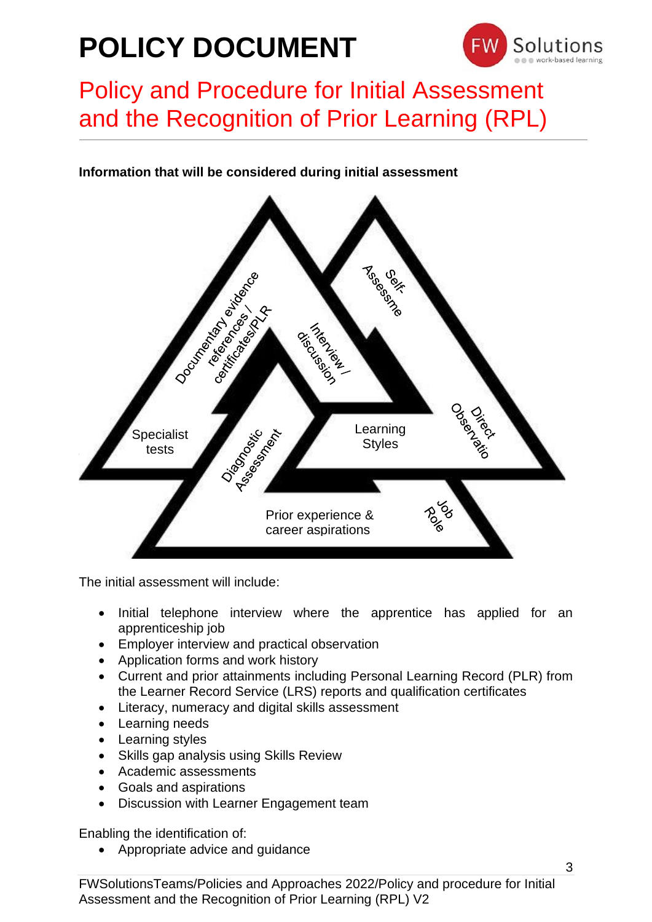# POLICY DOCUMENT

## Policy and Procedure for Initial Assessment and the Recognition of Prior Learning (RPL)

**Information that will be considered during initial assessment**

Documentary evidence references / certificates/PLR

Self-Assessme

Interview / discussion

Specialist tests

Diagnostic Assessment

Learning Styles

Direct Observatio

Prior experience & career aspirations

Job Role

The initial assessment will include:

- Initial telephone interview where the apprentice has applied for an apprenticeship job
- Employer interview and practical observation
- Application forms and work history
- Current and prior attainments including Personal Learning Record (PLR) from the Learner Record Service (LRS) reports and qualification certificates
- Literacy, numeracy and digital skills assessment
- Learning needs
- Learning styles
- Skills gap analysis using Skills Review
- Academic assessments
- Goals and aspirations
- Discussion with Learner Engagement team

Enabling the identification of:

- Appropriate advice and guidance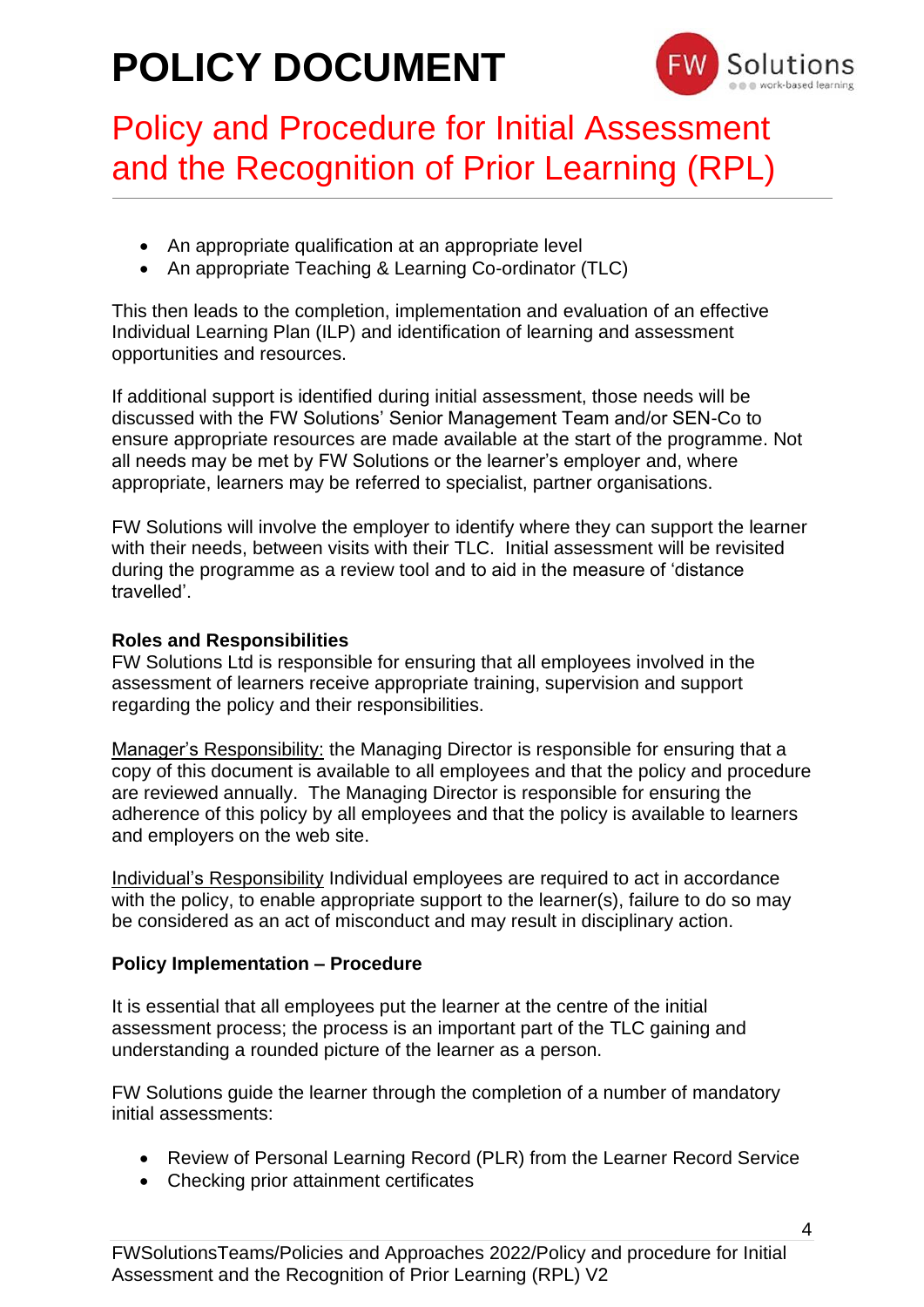- An appropriate qualification at an appropriate level
- An appropriate Teaching & Learning Co-ordinator (TLC)

This then leads to the completion, implementation and evaluation of an effective Individual Learning Plan (ILP) and identification of learning and assessment opportunities and resources.

If additional support is identified during initial assessment, those needs will be discussed with the FW Solutions' Senior Management Team and/or SEN-Co to ensure appropriate resources are made available at the start of the programme. Not all needs may be met by FW Solutions or the learner's employer and, where appropriate, learners may be referred to specialist, partner organisations.

FW Solutions will involve the employer to identify where they can support the learner with their needs, between visits with their TLC. Initial assessment will be revisited during the programme as a review tool and to aid in the measure of 'distance travelled'.

**Roles and Responsibilities**

FW Solutions Ltd is responsible for ensuring that all employees involved in the assessment of learners receive appropriate training, supervision and support regarding the policy and their responsibilities.

Manager's Responsibility: the Managing Director is responsible for ensuring that a copy of this document is available to all employees and that the policy and procedure are reviewed annually. The Managing Director is responsible for ensuring the adherence of this policy by all employees and that the policy is available to learners and employers on the web site.

Individual's Responsibility Individual employees are required to act in accordance with the policy, to enable appropriate support to the learner(s), failure to do so may be considered as an act of misconduct and may result in disciplinary action.

**Policy Implementation – Procedure**

It is essential that all employees put the learner at the centre of the initial assessment process; the process is an important part of the TLC gaining and understanding a rounded picture of the learner as a person.

FW Solutions guide the learner through the completion of a number of mandatory initial assessments:

- Review of Personal Learning Record (PLR) from the Learner Record Service
- Checking prior attainment certificates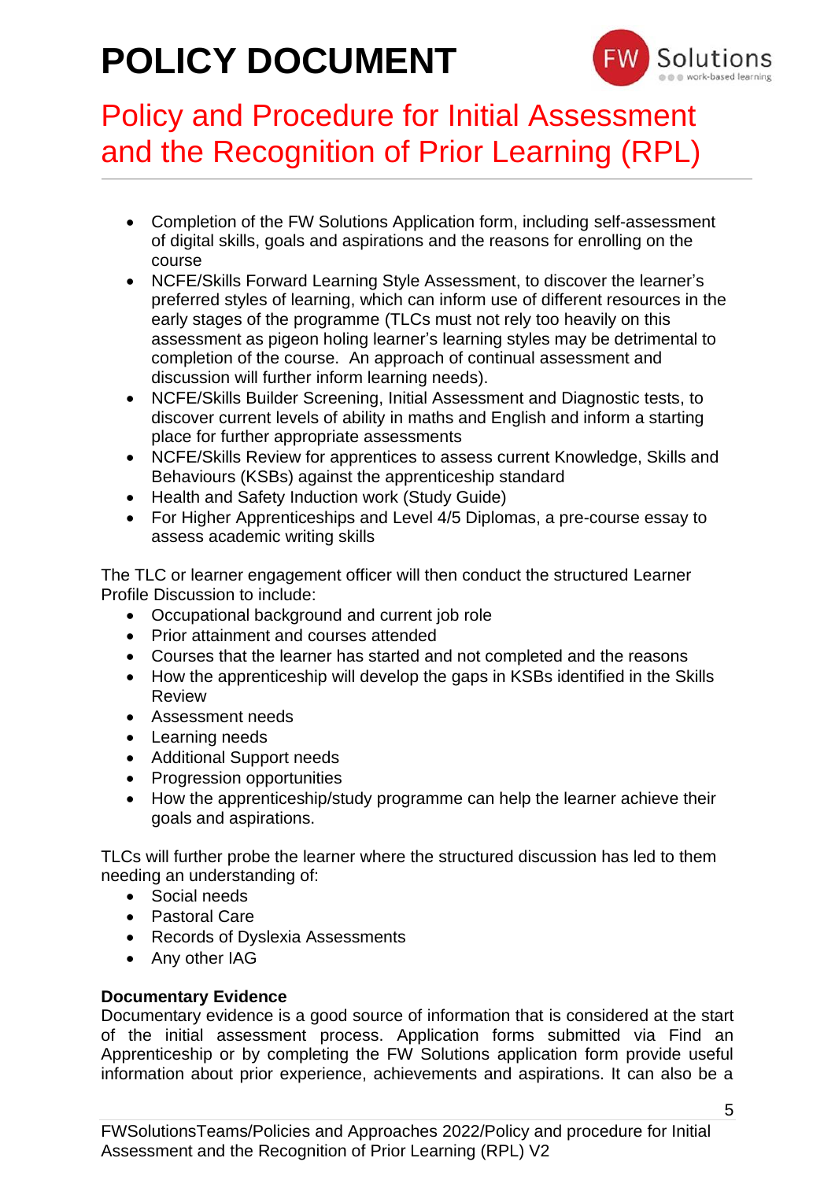- Completion of the FW Solutions Application form, including self-assessment of digital skills, goals and aspirations and the reasons for enrolling on the course
- NCFE/Skills Forward Learning Style Assessment, to discover the learner's preferred styles of learning, which can inform use of different resources in the early stages of the programme (TLCs must not rely too heavily on this assessment as pigeon holing learner's learning styles may be detrimental to completion of the course. An approach of continual assessment and discussion will further inform learning needs).
- NCFE/Skills Builder Screening, Initial Assessment and Diagnostic tests, to discover current levels of ability in maths and English and inform a starting place for further appropriate assessments
- NCFE/Skills Review for apprentices to assess current Knowledge, Skills and Behaviours (KSBs) against the apprenticeship standard
- Health and Safety Induction work (Study Guide)
- For Higher Apprenticeships and Level 4/5 Diplomas, a pre-course essay to assess academic writing skills

The TLC or learner engagement officer will then conduct the structured Learner Profile Discussion to include:

- Occupational background and current job role
- Prior attainment and courses attended
- Courses that the learner has started and not completed and the reasons
- How the apprenticeship will develop the gaps in KSBs identified in the Skills Review
- Assessment needs
- Learning needs
- Additional Support needs
- Progression opportunities
- How the apprenticeship/study programme can help the learner achieve their goals and aspirations.

TLCs will further probe the learner where the structured discussion has led to them needing an understanding of:

- Social needs
- Pastoral Care
- Records of Dyslexia Assessments
- Any other IAG

**Documentary Evidence**
Documentary evidence is a good source of information that is considered at the start of the initial assessment process. Application forms submitted via Find an Apprenticeship or by completing the FW Solutions application form provide useful information about prior experience, achievements and aspirations. It can also be a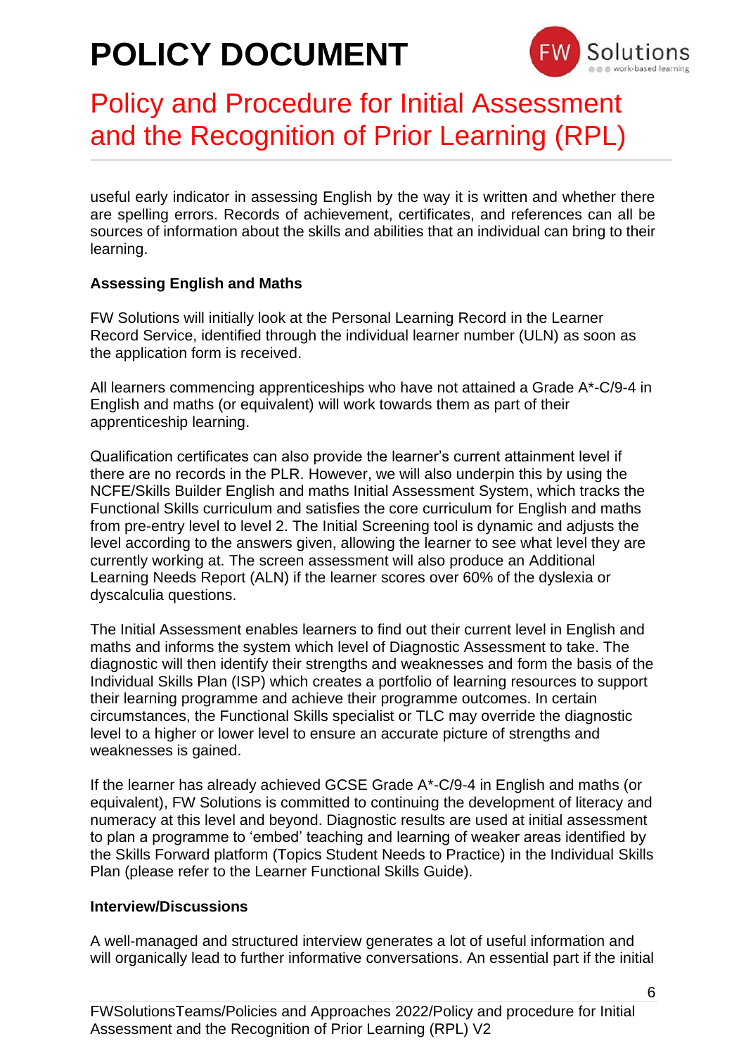useful early indicator in assessing English by the way it is written and whether there are spelling errors. Records of achievement, certificates, and references can all be sources of information about the skills and abilities that an individual can bring to their learning.

**Assessing English and Maths**

FW Solutions will initially look at the Personal Learning Record in the Learner Record Service, identified through the individual learner number (ULN) as soon as the application form is received.

All learners commencing apprenticeships who have not attained a Grade A*-C/9-4 in English and maths (or equivalent) will work towards them as part of their apprenticeship learning.

Qualification certificates can also provide the learner's current attainment level if there are no records in the PLR. However, we will also underpin this by using the NCFE/Skills Builder English and maths Initial Assessment System, which tracks the Functional Skills curriculum and satisfies the core curriculum for English and maths from pre-entry level to level 2. The Initial Screening tool is dynamic and adjusts the level according to the answers given, allowing the learner to see what level they are currently working at. The screen assessment will also produce an Additional Learning Needs Report (ALN) if the learner scores over 60% of the dyslexia or dyscalculia questions.

The Initial Assessment enables learners to find out their current level in English and maths and informs the system which level of Diagnostic Assessment to take. The diagnostic will then identify their strengths and weaknesses and form the basis of the Individual Skills Plan (ISP) which creates a portfolio of learning resources to support their learning programme and achieve their programme outcomes. In certain circumstances, the Functional Skills specialist or TLC may override the diagnostic level to a higher or lower level to ensure an accurate picture of strengths and weaknesses is gained.

If the learner has already achieved GCSE Grade A*-C/9-4 in English and maths (or equivalent), FW Solutions is committed to continuing the development of literacy and numeracy at this level and beyond. Diagnostic results are used at initial assessment to plan a programme to 'embed' teaching and learning of weaker areas identified by the Skills Forward platform (Topics Student Needs to Practice) in the Individual Skills Plan (please refer to the Learner Functional Skills Guide).

**Interview/Discussions**

A well-managed and structured interview generates a lot of useful information and will organically lead to further informative conversations. An essential part if the initial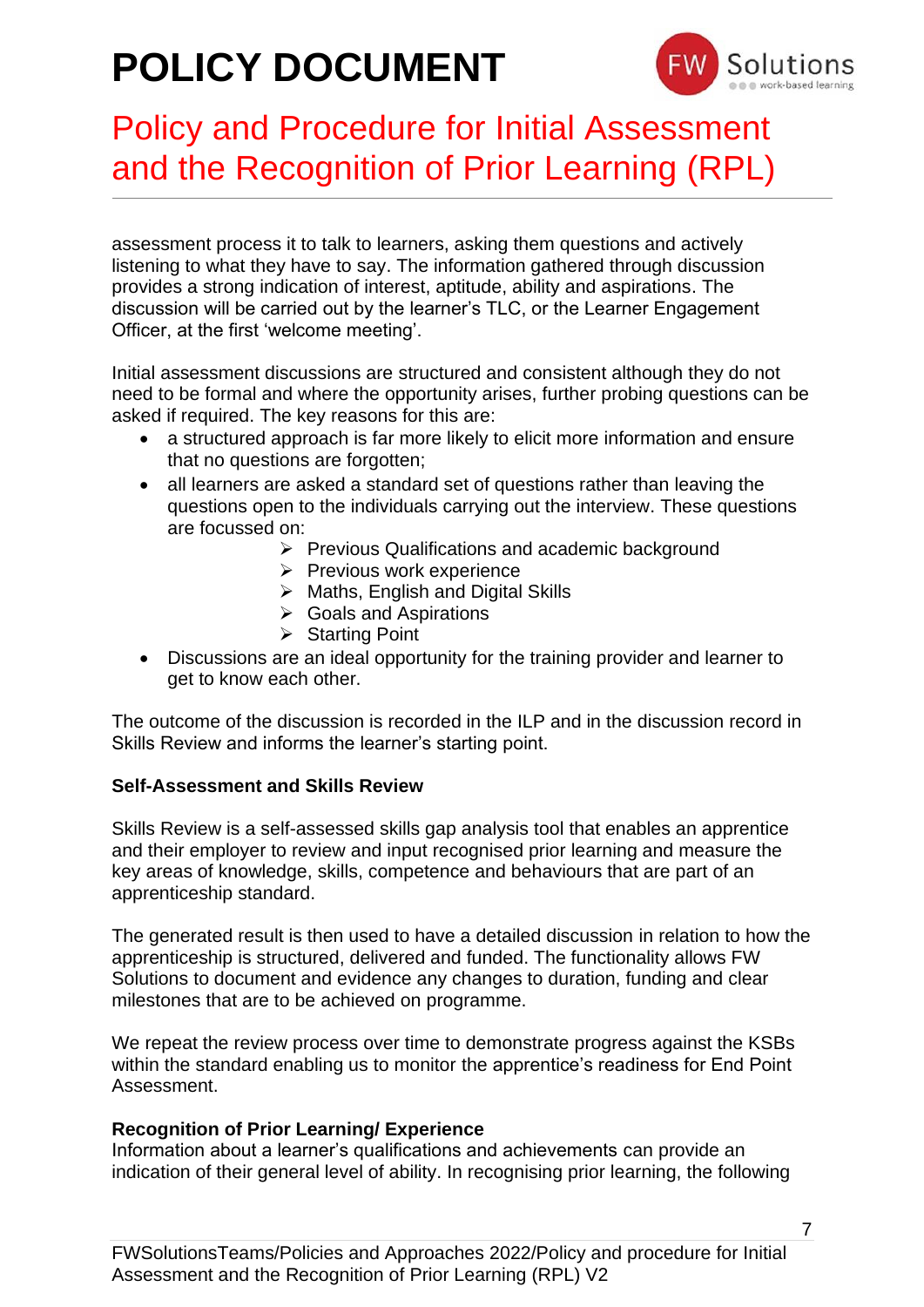assessment process it to talk to learners, asking them questions and actively listening to what they have to say. The information gathered through discussion provides a strong indication of interest, aptitude, ability and aspirations. The discussion will be carried out by the learner's TLC, or the Learner Engagement Officer, at the first 'welcome meeting'.

Initial assessment discussions are structured and consistent although they do not need to be formal and where the opportunity arises, further probing questions can be asked if required. The key reasons for this are:

- a structured approach is far more likely to elicit more information and ensure that no questions are forgotten;
- all learners are asked a standard set of questions rather than leaving the questions open to the individuals carrying out the interview. These questions are focussed on:
    - Previous Qualifications and academic background
    - Previous work experience
    - Maths, English and Digital Skills
    - Goals and Aspirations
    - Starting Point
- Discussions are an ideal opportunity for the training provider and learner to get to know each other.

The outcome of the discussion is recorded in the ILP and in the discussion record in Skills Review and informs the learner's starting point.

**Self-Assessment and Skills Review**

Skills Review is a self-assessed skills gap analysis tool that enables an apprentice and their employer to review and input recognised prior learning and measure the key areas of knowledge, skills, competence and behaviours that are part of an apprenticeship standard.

The generated result is then used to have a detailed discussion in relation to how the apprenticeship is structured, delivered and funded. The functionality allows FW Solutions to document and evidence any changes to duration, funding and clear milestones that are to be achieved on programme.

We repeat the review process over time to demonstrate progress against the KSBs within the standard enabling us to monitor the apprentice's readiness for End Point Assessment.

**Recognition of Prior Learning/ Experience**

Information about a learner's qualifications and achievements can provide an indication of their general level of ability. In recognising prior learning, the following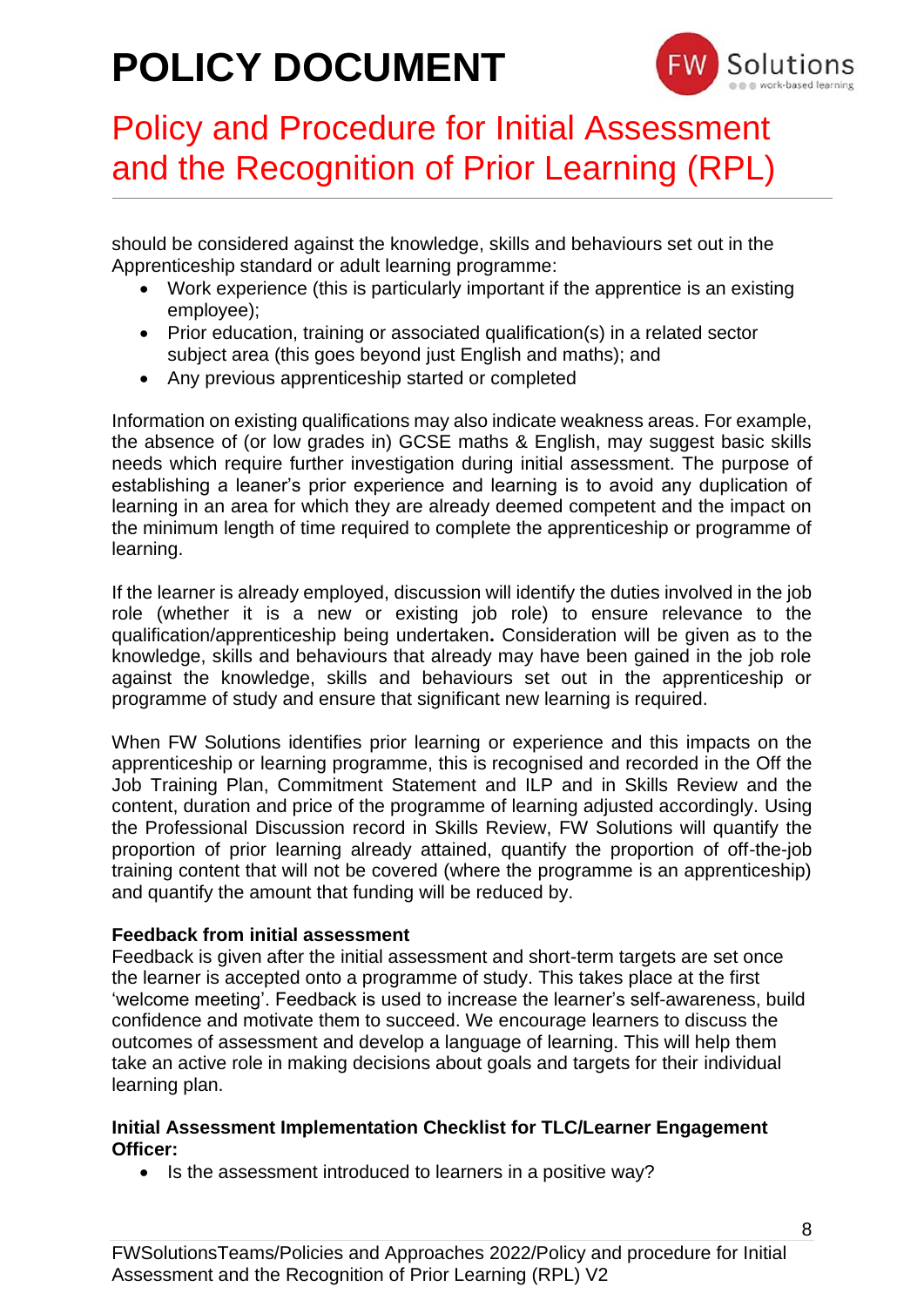should be considered against the knowledge, skills and behaviours set out in the Apprenticeship standard or adult learning programme:

- Work experience (this is particularly important if the apprentice is an existing employee);
- Prior education, training or associated qualification(s) in a related sector subject area (this goes beyond just English and maths); and
- Any previous apprenticeship started or completed

Information on existing qualifications may also indicate weakness areas. For example, the absence of (or low grades in) GCSE maths & English, may suggest basic skills needs which require further investigation during initial assessment. The purpose of establishing a leaner's prior experience and learning is to avoid any duplication of learning in an area for which they are already deemed competent and the impact on the minimum length of time required to complete the apprenticeship or programme of learning.

If the learner is already employed, discussion will identify the duties involved in the job role (whether it is a new or existing job role) to ensure relevance to the qualification/apprenticeship being undertaken**.** Consideration will be given as to the knowledge, skills and behaviours that already may have been gained in the job role against the knowledge, skills and behaviours set out in the apprenticeship or programme of study and ensure that significant new learning is required.

When FW Solutions identifies prior learning or experience and this impacts on the apprenticeship or learning programme, this is recognised and recorded in the Off the Job Training Plan, Commitment Statement and ILP and in Skills Review and the content, duration and price of the programme of learning adjusted accordingly. Using the Professional Discussion record in Skills Review, FW Solutions will quantify the proportion of prior learning already attained, quantify the proportion of off-the-job training content that will not be covered (where the programme is an apprenticeship) and quantify the amount that funding will be reduced by.

**Feedback from initial assessment**

Feedback is given after the initial assessment and short-term targets are set once the learner is accepted onto a programme of study. This takes place at the first 'welcome meeting'. Feedback is used to increase the learner's self-awareness, build confidence and motivate them to succeed. We encourage learners to discuss the outcomes of assessment and develop a language of learning. This will help them take an active role in making decisions about goals and targets for their individual learning plan.

**Initial Assessment Implementation Checklist for TLC/Learner Engagement Officer:**

- Is the assessment introduced to learners in a positive way?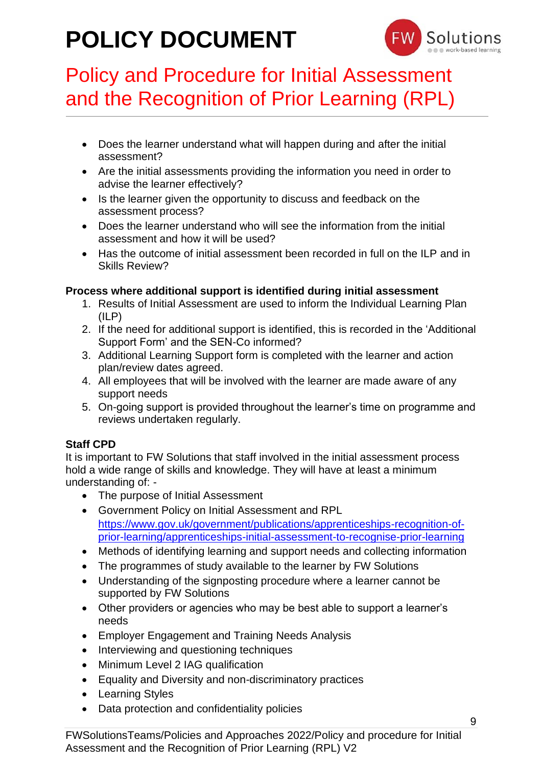- Does the learner understand what will happen during and after the initial assessment?
- Are the initial assessments providing the information you need in order to advise the learner effectively?
- Is the learner given the opportunity to discuss and feedback on the assessment process?
- Does the learner understand who will see the information from the initial assessment and how it will be used?
- Has the outcome of initial assessment been recorded in full on the ILP and in Skills Review?

**Process where additional support is identified during initial assessment**

1. Results of Initial Assessment are used to inform the Individual Learning Plan (ILP)
2. If the need for additional support is identified, this is recorded in the 'Additional Support Form' and the SEN-Co informed?
3. Additional Learning Support form is completed with the learner and action plan/review dates agreed.
4. All employees that will be involved with the learner are made aware of any support needs
5. On-going support is provided throughout the learner's time on programme and reviews undertaken regularly.

**Staff CPD**

It is important to FW Solutions that staff involved in the initial assessment process hold a wide range of skills and knowledge. They will have at least a minimum understanding of: -

- The purpose of Initial Assessment
- Government Policy on Initial Assessment and RPL https://www.gov.uk/government/publications/apprenticeships-recognition-of-prior-learning/apprenticeships-initial-assessment-to-recognise-prior-learning
- Methods of identifying learning and support needs and collecting information
- The programmes of study available to the learner by FW Solutions
- Understanding of the signposting procedure where a learner cannot be supported by FW Solutions
- Other providers or agencies who may be best able to support a learner's needs
- Employer Engagement and Training Needs Analysis
- Interviewing and questioning techniques
- Minimum Level 2 IAG qualification
- Equality and Diversity and non-discriminatory practices
- Learning Styles
- Data protection and confidentiality policies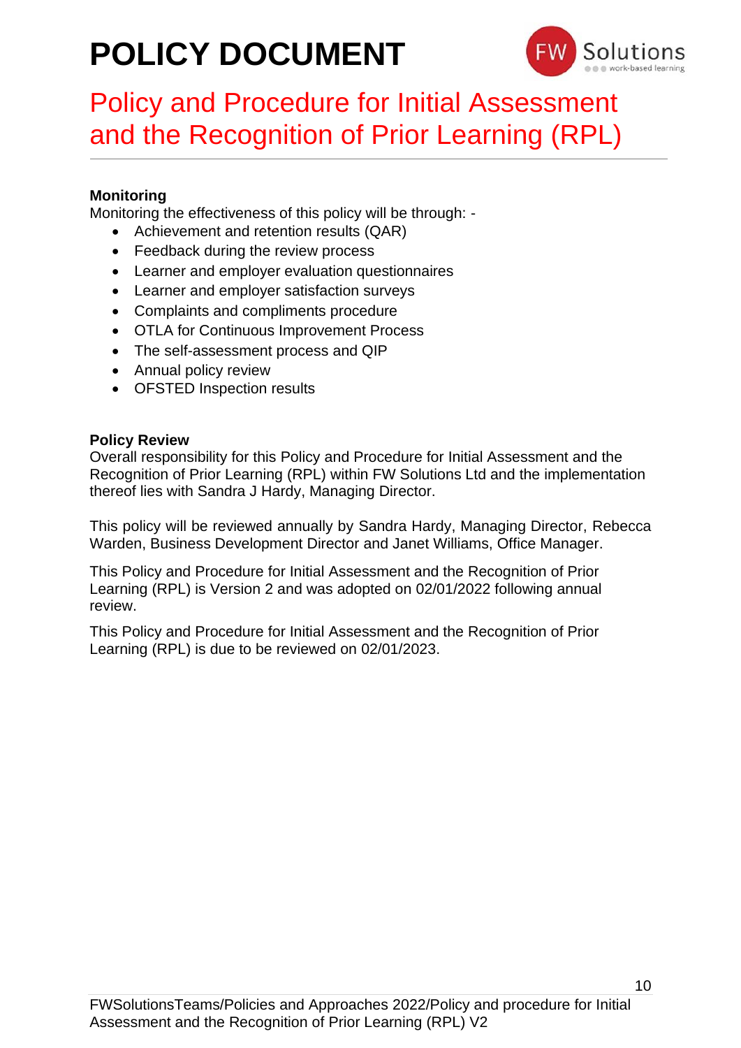#### Monitoring

Monitoring the effectiveness of this policy will be through: -

- Achievement and retention results (QAR)
- Feedback during the review process
- Learner and employer evaluation questionnaires
- Learner and employer satisfaction surveys
- Complaints and compliments procedure
- OTLA for Continuous Improvement Process
- The self-assessment process and QIP
- Annual policy review
- OFSTED Inspection results

#### Policy Review

Overall responsibility for this Policy and Procedure for Initial Assessment and the Recognition of Prior Learning (RPL) within FW Solutions Ltd and the implementation thereof lies with Sandra J Hardy, Managing Director.

This policy will be reviewed annually by Sandra Hardy, Managing Director, Rebecca Warden, Business Development Director and Janet Williams, Office Manager.

This Policy and Procedure for Initial Assessment and the Recognition of Prior Learning (RPL) is Version 2 and was adopted on 02/01/2022 following annual review.

This Policy and Procedure for Initial Assessment and the Recognition of Prior Learning (RPL) is due to be reviewed on 02/01/2023.